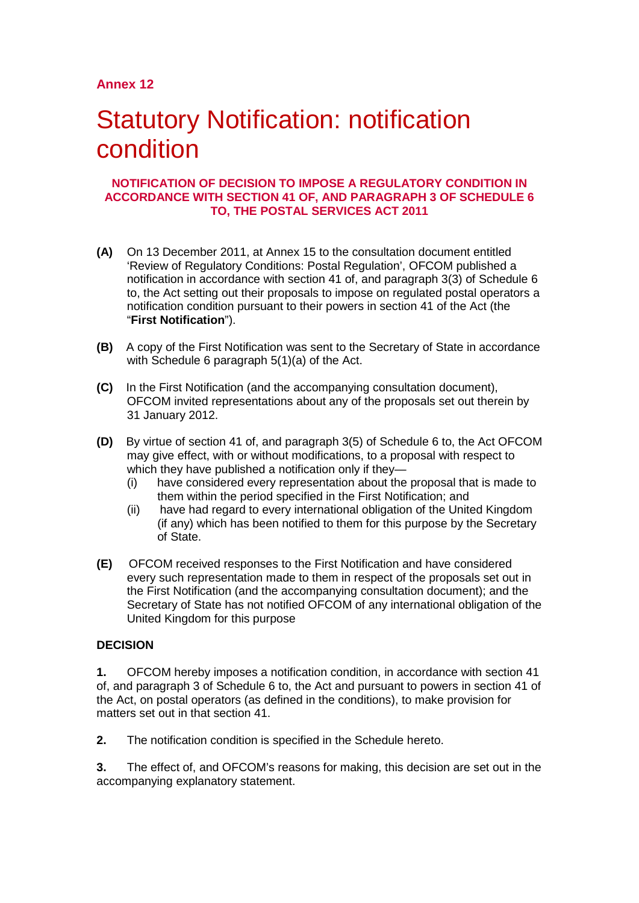**Annex 12**

# Statutory Notification: notification condition

**NOTIFICATION OF DECISION TO IMPOSE A REGULATORY CONDITION IN ACCORDANCE WITH SECTION 41 OF, AND PARAGRAPH 3 OF SCHEDULE 6 TO, THE POSTAL SERVICES ACT 2011**

**(A)** On 13 December 2011, at Annex 15 to the consultation document entitled 'Review of Regulatory Conditions: Postal Regulation', OFCOM published a notification in accordance with section 41 of, and paragraph 3(3) of Schedule 6 to, the Act setting out their proposals to impose on regulated postal operators a notification condition pursuant to their powers in section 41 of the Act (the "**First Notification**").

**(B)** A copy of the First Notification was sent to the Secretary of State in accordance with Schedule 6 paragraph 5(1)(a) of the Act.

**(C)** In the First Notification (and the accompanying consultation document), OFCOM invited representations about any of the proposals set out therein by 31 January 2012.

**(D)** By virtue of section 41 of, and paragraph 3(5) of Schedule 6 to, the Act OFCOM may give effect, with or without modifications, to a proposal with respect to which they have published a notification only if they—

- (i) have considered every representation about the proposal that is made to them within the period specified in the First Notification; and
- (ii) have had regard to every international obligation of the United Kingdom (if any) which has been notified to them for this purpose by the Secretary of State.

**(E)** OFCOM received responses to the First Notification and have considered every such representation made to them in respect of the proposals set out in the First Notification (and the accompanying consultation document); and the Secretary of State has not notified OFCOM of any international obligation of the United Kingdom for this purpose

**DECISION**

**1.** OFCOM hereby imposes a notification condition, in accordance with section 41 of, and paragraph 3 of Schedule 6 to, the Act and pursuant to powers in section 41 of the Act, on postal operators (as defined in the conditions), to make provision for matters set out in that section 41.

**2.** The notification condition is specified in the Schedule hereto.

**3.** The effect of, and OFCOM's reasons for making, this decision are set out in the accompanying explanatory statement.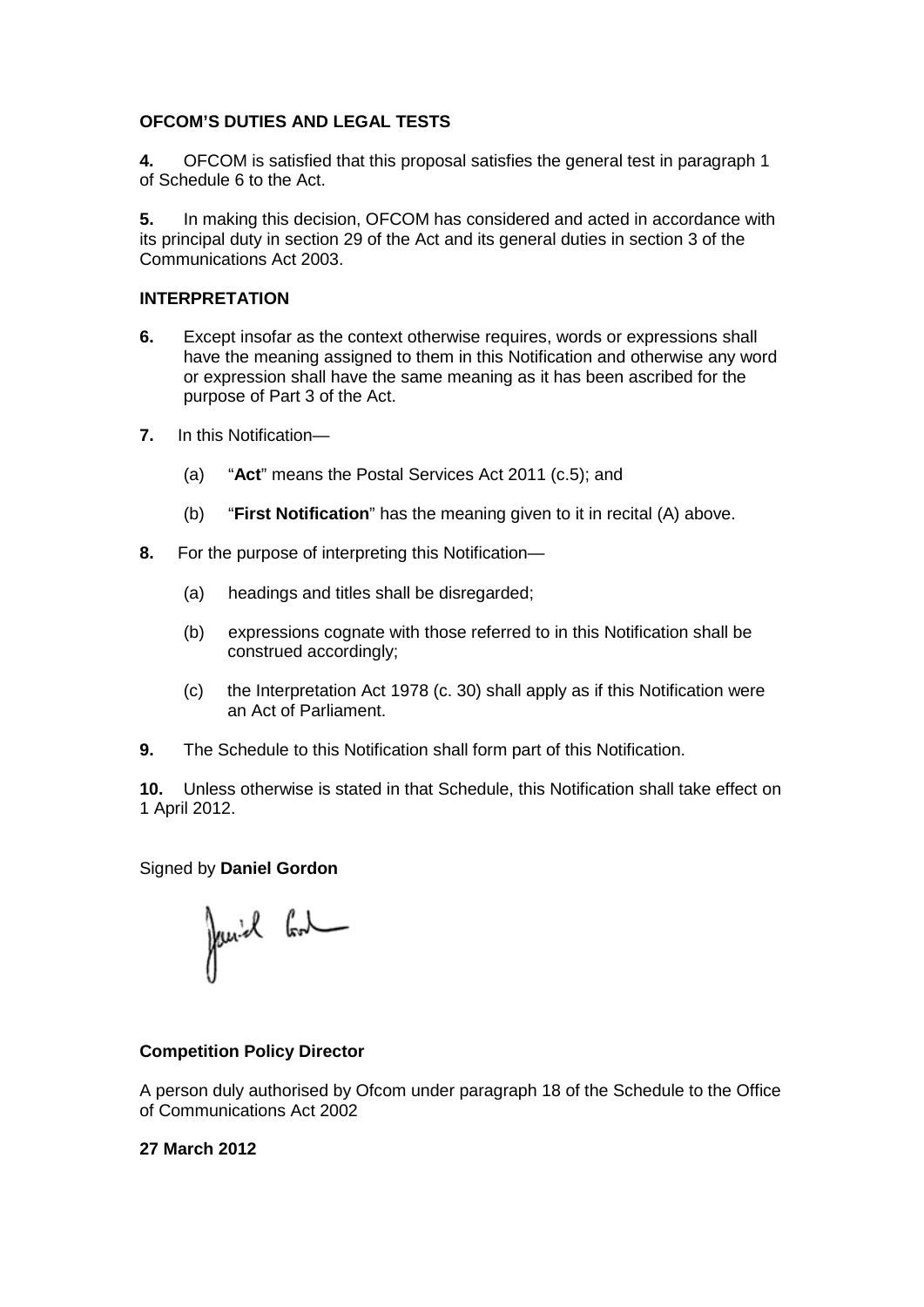**OFCOM'S DUTIES AND LEGAL TESTS**

**4.** OFCOM is satisfied that this proposal satisfies the general test in paragraph 1 of Schedule 6 to the Act.

**5.** In making this decision, OFCOM has considered and acted in accordance with its principal duty in section 29 of the Act and its general duties in section 3 of the Communications Act 2003.

**INTERPRETATION**

**6.** Except insofar as the context otherwise requires, words or expressions shall have the meaning assigned to them in this Notification and otherwise any word or expression shall have the same meaning as it has been ascribed for the purpose of Part 3 of the Act.

**7.** In this Notification—

(a) "**Act**" means the Postal Services Act 2011 (c.5); and

(b) "**First Notification**" has the meaning given to it in recital (A) above.

**8.** For the purpose of interpreting this Notification—

(a) headings and titles shall be disregarded;

(b) expressions cognate with those referred to in this Notification shall be construed accordingly;

(c) the Interpretation Act 1978 (c. 30) shall apply as if this Notification were an Act of Parliament.

**9.** The Schedule to this Notification shall form part of this Notification.

**10.** Unless otherwise is stated in that Schedule, this Notification shall take effect on 1 April 2012.

Signed by **Daniel Gordon**

**Competition Policy Director**

A person duly authorised by Ofcom under paragraph 18 of the Schedule to the Office of Communications Act 2002

**27 March 2012**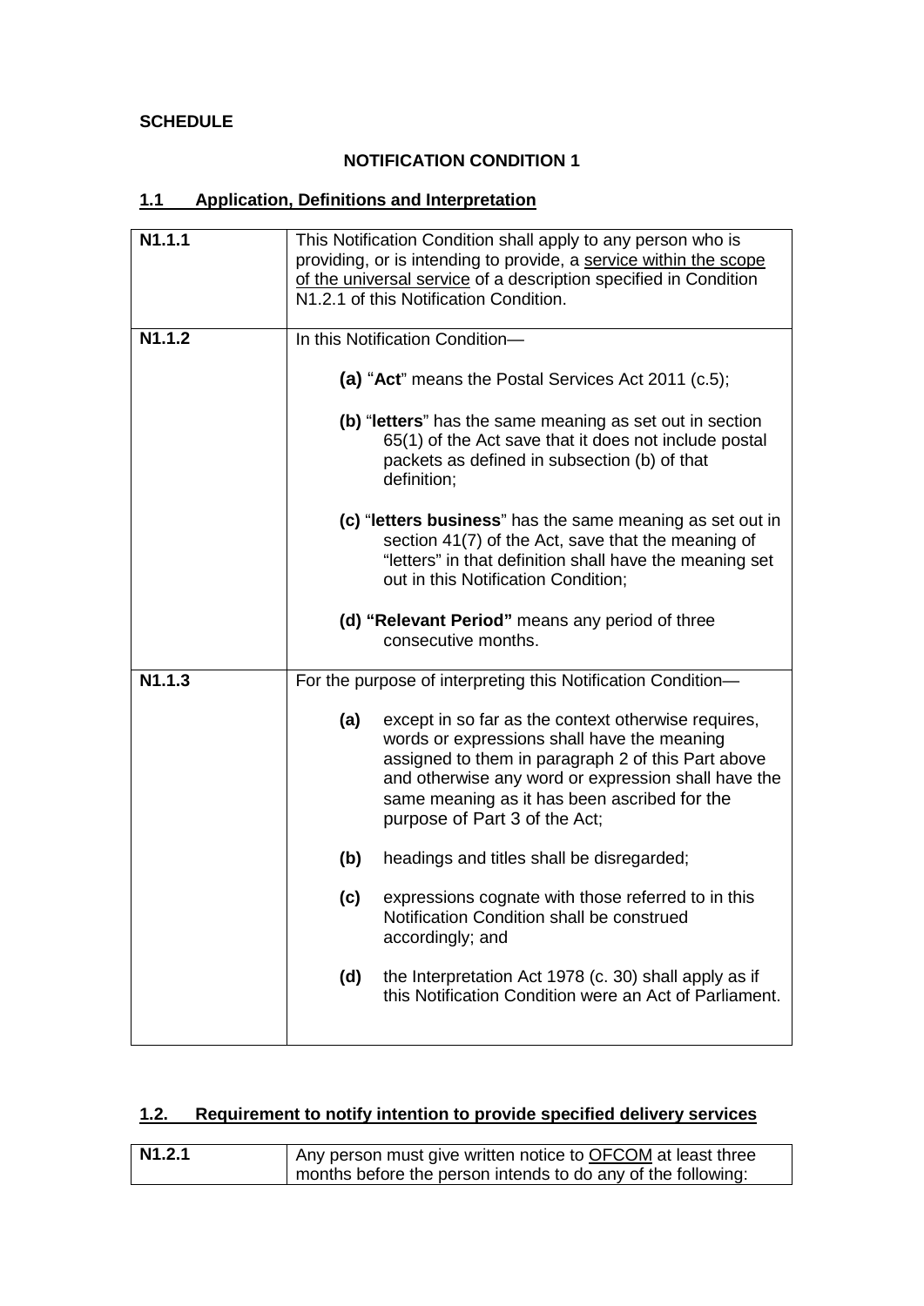**SCHEDULE**

**NOTIFICATION CONDITION 1**

## 1.1 Application, Definitions and Interpretation

| | |
|---|---|
| **N1.1.1** | This Notification Condition shall apply to any person who is providing, or is intending to provide, a service within the scope of the universal service of a description specified in Condition N1.2.1 of this Notification Condition. |
| **N1.1.2** | In this Notification Condition—<br><br>**(a)** "**Act**" means the Postal Services Act 2011 (c.5);<br><br>**(b)** "**letters**" has the same meaning as set out in section 65(1) of the Act save that it does not include postal packets as defined in subsection (b) of that definition;<br><br>**(c)** "**letters business**" has the same meaning as set out in section 41(7) of the Act, save that the meaning of "letters" in that definition shall have the meaning set out in this Notification Condition;<br><br>**(d) "Relevant Period"** means any period of three consecutive months. |
| **N1.1.3** | For the purpose of interpreting this Notification Condition—<br><br>**(a)** except in so far as the context otherwise requires, words or expressions shall have the meaning assigned to them in paragraph 2 of this Part above and otherwise any word or expression shall have the same meaning as it has been ascribed for the purpose of Part 3 of the Act;<br><br>**(b)** headings and titles shall be disregarded;<br><br>**(c)** expressions cognate with those referred to in this Notification Condition shall be construed accordingly; and<br><br>**(d)** the Interpretation Act 1978 (c. 30) shall apply as if this Notification Condition were an Act of Parliament. |

## 1.2. Requirement to notify intention to provide specified delivery services

| | |
|---|---|
| **N1.2.1** | Any person must give written notice to OFCOM at least three months before the person intends to do any of the following: |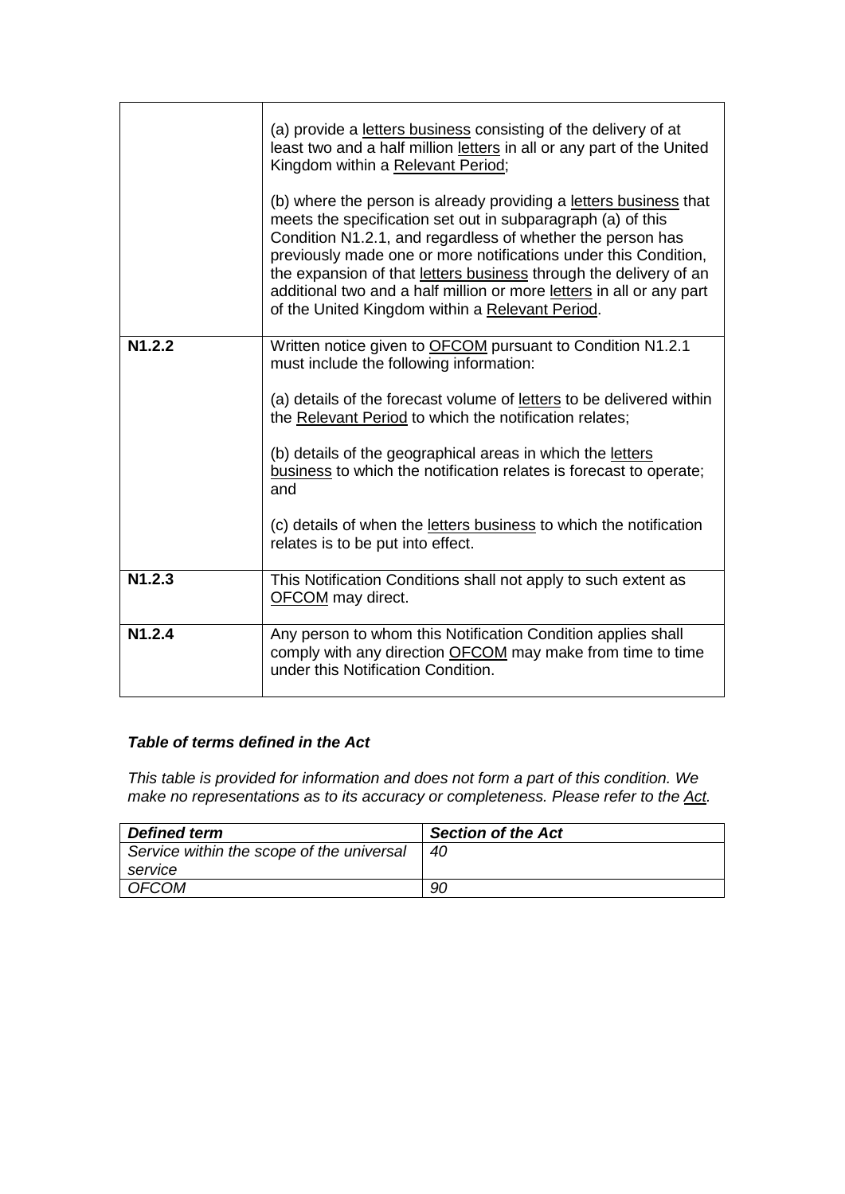| | |
|---|---|
| | (a) provide a letters business consisting of the delivery of at least two and a half million letters in all or any part of the United Kingdom within a Relevant Period;<br><br>(b) where the person is already providing a letters business that meets the specification set out in subparagraph (a) of this Condition N1.2.1, and regardless of whether the person has previously made one or more notifications under this Condition, the expansion of that letters business through the delivery of an additional two and a half million or more letters in all or any part of the United Kingdom within a Relevant Period. |
| **N1.2.2** | Written notice given to OFCOM pursuant to Condition N1.2.1 must include the following information:<br><br>(a) details of the forecast volume of letters to be delivered within the Relevant Period to which the notification relates;<br><br>(b) details of the geographical areas in which the letters business to which the notification relates is forecast to operate; and<br><br>(c) details of when the letters business to which the notification relates is to be put into effect. |
| **N1.2.3** | This Notification Conditions shall not apply to such extent as OFCOM may direct. |
| **N1.2.4** | Any person to whom this Notification Condition applies shall comply with any direction OFCOM may make from time to time under this Notification Condition. |

***Table of terms defined in the Act***

*This table is provided for information and does not form a part of this condition. We make no representations as to its accuracy or completeness. Please refer to the Act.*

| ***Defined term*** | ***Section of the Act*** |
|---|---|
| *Service within the scope of the universal service* | *40* |
| *OFCOM* | *90* |